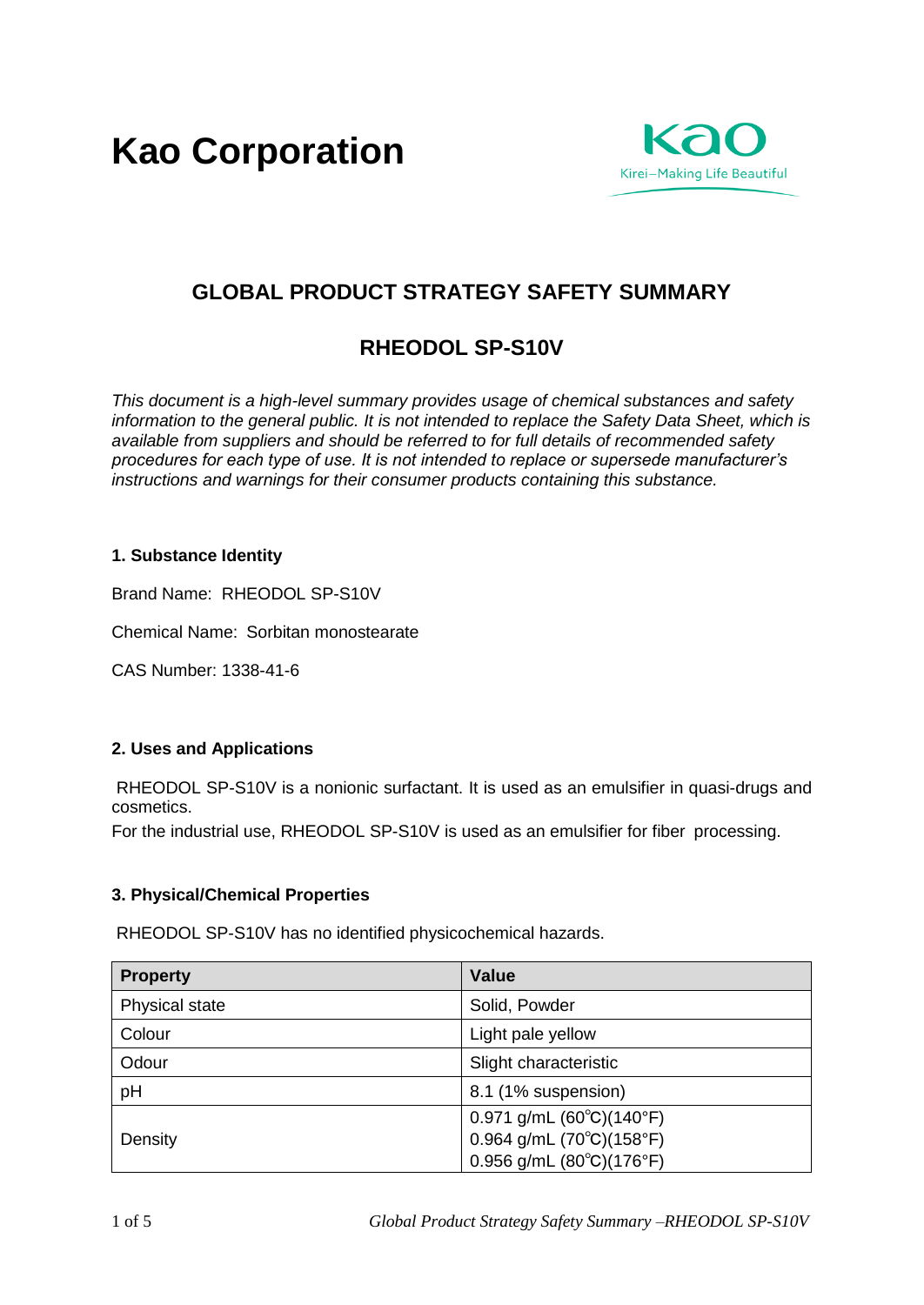# Kao Corporation

Kao
Kirei–Making Life Beautiful

## GLOBAL PRODUCT STRATEGY SAFETY SUMMARY

## RHEODOL SP-S10V

*This document is a high-level summary provides usage of chemical substances and safety information to the general public. It is not intended to replace the Safety Data Sheet, which is available from suppliers and should be referred to for full details of recommended safety procedures for each type of use. It is not intended to replace or supersede manufacturer's instructions and warnings for their consumer products containing this substance.*

### 1. Substance Identity

Brand Name: RHEODOL SP-S10V

Chemical Name: Sorbitan monostearate

CAS Number: 1338-41-6

### 2. Uses and Applications

RHEODOL SP-S10V is a nonionic surfactant. It is used as an emulsifier in quasi-drugs and cosmetics.

For the industrial use, RHEODOL SP-S10V is used as an emulsifier for fiber processing.

### 3. Physical/Chemical Properties

RHEODOL SP-S10V has no identified physicochemical hazards.

| Property | Value |
|---|---|
| Physical state | Solid, Powder |
| Colour | Light pale yellow |
| Odour | Slight characteristic |
| pH | 8.1 (1% suspension) |
| Density | 0.971 g/mL (60℃)(140°F)<br>0.964 g/mL (70℃)(158°F)<br>0.956 g/mL (80℃)(176°F) |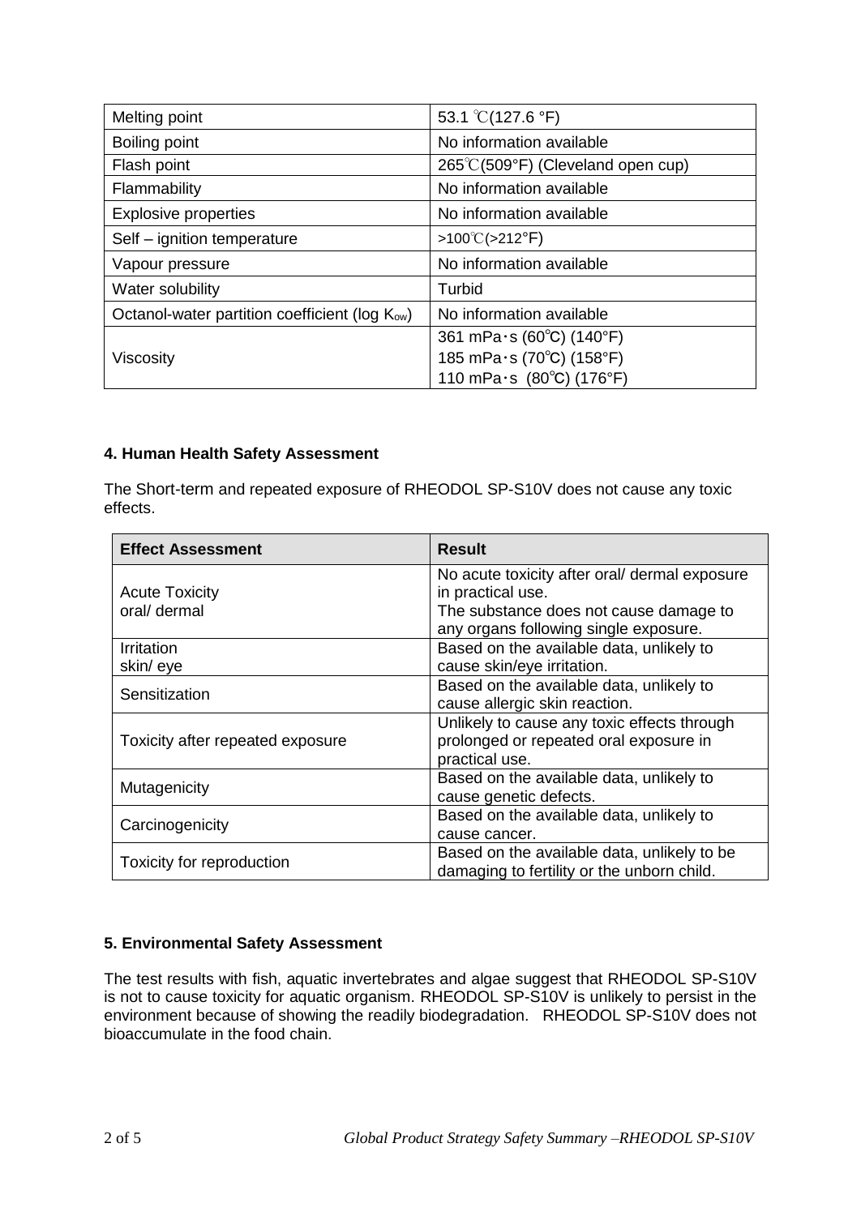| Melting point | 53.1 ℃(127.6 °F) |
|---|---|
| Boiling point | No information available |
| Flash point | 265℃(509°F) (Cleveland open cup) |
| Flammability | No information available |
| Explosive properties | No information available |
| Self – ignition temperature | >100℃(>212°F) |
| Vapour pressure | No information available |
| Water solubility | Turbid |
| Octanol-water partition coefficient (log $K_{ow}$) | No information available |
| Viscosity | 361 mPa・s (60℃) (140°F)<br>185 mPa・s (70℃) (158°F)<br>110 mPa・s (80℃) (176°F) |

**4. Human Health Safety Assessment**

The Short-term and repeated exposure of RHEODOL SP-S10V does not cause any toxic effects.

| Effect Assessment | Result |
|---|---|
| Acute Toxicity<br>oral/ dermal | No acute toxicity after oral/ dermal exposure in practical use.<br>The substance does not cause damage to any organs following single exposure. |
| Irritation<br>skin/ eye | Based on the available data, unlikely to cause skin/eye irritation. |
| Sensitization | Based on the available data, unlikely to cause allergic skin reaction. |
| Toxicity after repeated exposure | Unlikely to cause any toxic effects through prolonged or repeated oral exposure in practical use. |
| Mutagenicity | Based on the available data, unlikely to cause genetic defects. |
| Carcinogenicity | Based on the available data, unlikely to cause cancer. |
| Toxicity for reproduction | Based on the available data, unlikely to be damaging to fertility or the unborn child. |

**5. Environmental Safety Assessment**

The test results with fish, aquatic invertebrates and algae suggest that RHEODOL SP-S10V is not to cause toxicity for aquatic organism. RHEODOL SP-S10V is unlikely to persist in the environment because of showing the readily biodegradation. RHEODOL SP-S10V does not bioaccumulate in the food chain.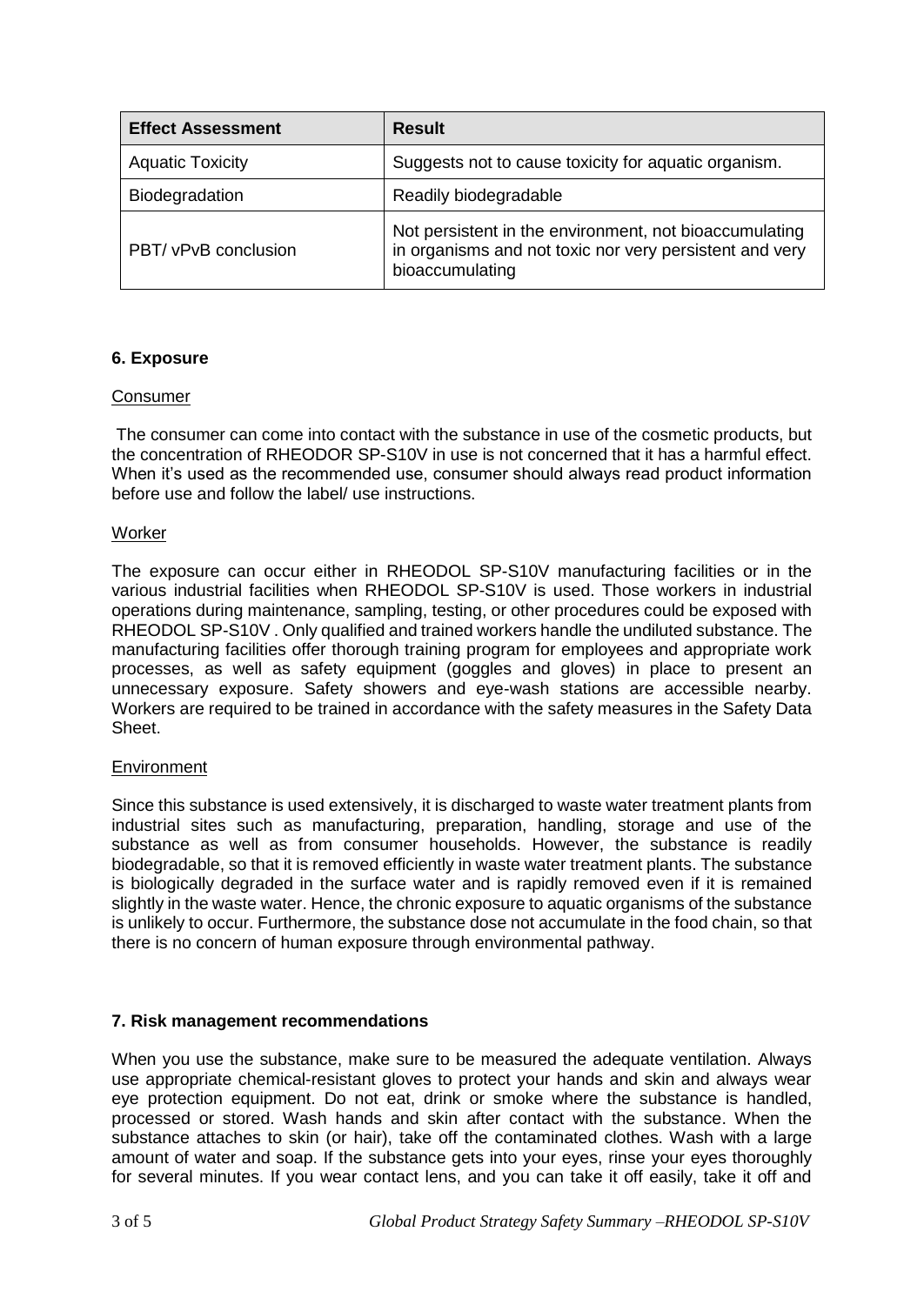| Effect Assessment | Result |
| --- | --- |
| Aquatic Toxicity | Suggests not to cause toxicity for aquatic organism. |
| Biodegradation | Readily biodegradable |
| PBT/ vPvB conclusion | Not persistent in the environment, not bioaccumulating in organisms and not toxic nor very persistent and very bioaccumulating |

## 6. Exposure

### Consumer

The consumer can come into contact with the substance in use of the cosmetic products, but the concentration of RHEODOR SP-S10V in use is not concerned that it has a harmful effect. When it's used as the recommended use, consumer should always read product information before use and follow the label/ use instructions.

### Worker

The exposure can occur either in RHEODOL SP-S10V manufacturing facilities or in the various industrial facilities when RHEODOL SP-S10V is used. Those workers in industrial operations during maintenance, sampling, testing, or other procedures could be exposed with RHEODOL SP-S10V . Only qualified and trained workers handle the undiluted substance. The manufacturing facilities offer thorough training program for employees and appropriate work processes, as well as safety equipment (goggles and gloves) in place to present an unnecessary exposure. Safety showers and eye-wash stations are accessible nearby. Workers are required to be trained in accordance with the safety measures in the Safety Data Sheet.

### Environment

Since this substance is used extensively, it is discharged to waste water treatment plants from industrial sites such as manufacturing, preparation, handling, storage and use of the substance as well as from consumer households. However, the substance is readily biodegradable, so that it is removed efficiently in waste water treatment plants. The substance is biologically degraded in the surface water and is rapidly removed even if it is remained slightly in the waste water. Hence, the chronic exposure to aquatic organisms of the substance is unlikely to occur. Furthermore, the substance dose not accumulate in the food chain, so that there is no concern of human exposure through environmental pathway.

## 7. Risk management recommendations

When you use the substance, make sure to be measured the adequate ventilation. Always use appropriate chemical-resistant gloves to protect your hands and skin and always wear eye protection equipment. Do not eat, drink or smoke where the substance is handled, processed or stored. Wash hands and skin after contact with the substance. When the substance attaches to skin (or hair), take off the contaminated clothes. Wash with a large amount of water and soap. If the substance gets into your eyes, rinse your eyes thoroughly for several minutes. If you wear contact lens, and you can take it off easily, take it off and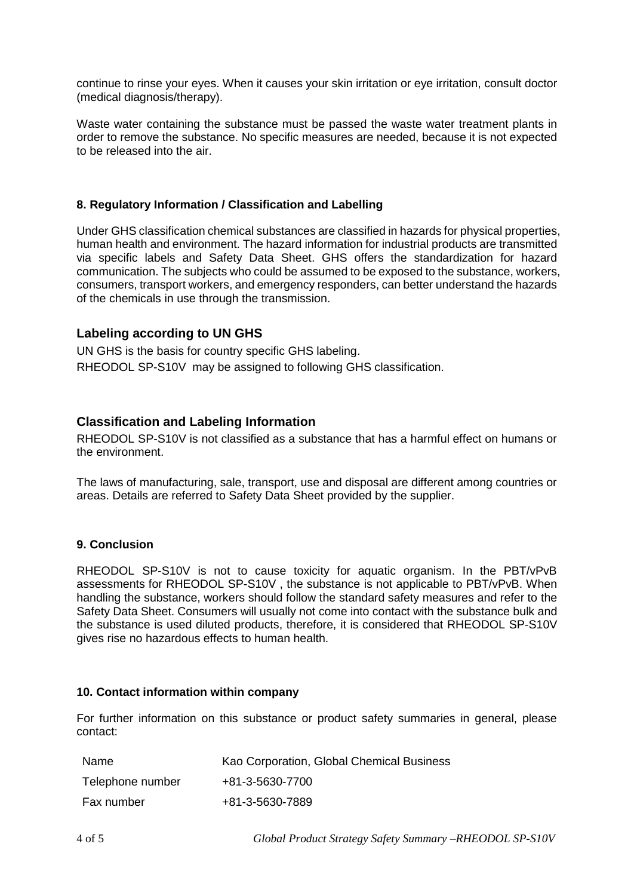continue to rinse your eyes. When it causes your skin irritation or eye irritation, consult doctor (medical diagnosis/therapy).

Waste water containing the substance must be passed the waste water treatment plants in order to remove the substance. No specific measures are needed, because it is not expected to be released into the air.

#### 8. Regulatory Information / Classification and Labelling

Under GHS classification chemical substances are classified in hazards for physical properties, human health and environment. The hazard information for industrial products are transmitted via specific labels and Safety Data Sheet. GHS offers the standardization for hazard communication. The subjects who could be assumed to be exposed to the substance, workers, consumers, transport workers, and emergency responders, can better understand the hazards of the chemicals in use through the transmission.

### Labeling according to UN GHS

UN GHS is the basis for country specific GHS labeling.
RHEODOL SP-S10V may be assigned to following GHS classification.

### Classification and Labeling Information

RHEODOL SP-S10V is not classified as a substance that has a harmful effect on humans or the environment.

The laws of manufacturing, sale, transport, use and disposal are different among countries or areas. Details are referred to Safety Data Sheet provided by the supplier.

#### 9. Conclusion

RHEODOL SP-S10V is not to cause toxicity for aquatic organism. In the PBT/vPvB assessments for RHEODOL SP-S10V , the substance is not applicable to PBT/vPvB. When handling the substance, workers should follow the standard safety measures and refer to the Safety Data Sheet. Consumers will usually not come into contact with the substance bulk and the substance is used diluted products, therefore, it is considered that RHEODOL SP-S10V gives rise no hazardous effects to human health.

#### 10. Contact information within company

For further information on this substance or product safety summaries in general, please contact:

| Name | Kao Corporation, Global Chemical Business |
|---|---|
| Telephone number | +81-3-5630-7700 |
| Fax number | +81-3-5630-7889 |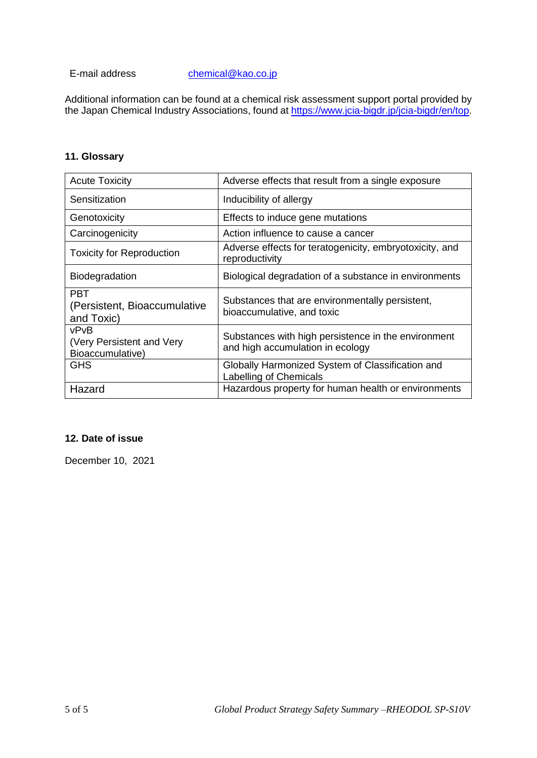E-mail address chemical@kao.co.jp

Additional information can be found at a chemical risk assessment support portal provided by the Japan Chemical Industry Associations, found at https://www.jcia-bigdr.jp/jcia-bigdr/en/top.

## 11. Glossary

| | |
|---|---|
| Acute Toxicity | Adverse effects that result from a single exposure |
| Sensitization | Inducibility of allergy |
| Genotoxicity | Effects to induce gene mutations |
| Carcinogenicity | Action influence to cause a cancer |
| Toxicity for Reproduction | Adverse effects for teratogenicity, embryotoxicity, and reproductivity |
| Biodegradation | Biological degradation of a substance in environments |
| PBT (Persistent, Bioaccumulative and Toxic) | Substances that are environmentally persistent, bioaccumulative, and toxic |
| vPvB (Very Persistent and Very Bioaccumulative) | Substances with high persistence in the environment and high accumulation in ecology |
| GHS | Globally Harmonized System of Classification and Labelling of Chemicals |
| Hazard | Hazardous property for human health or environments |

## 12. Date of issue

December 10, 2021